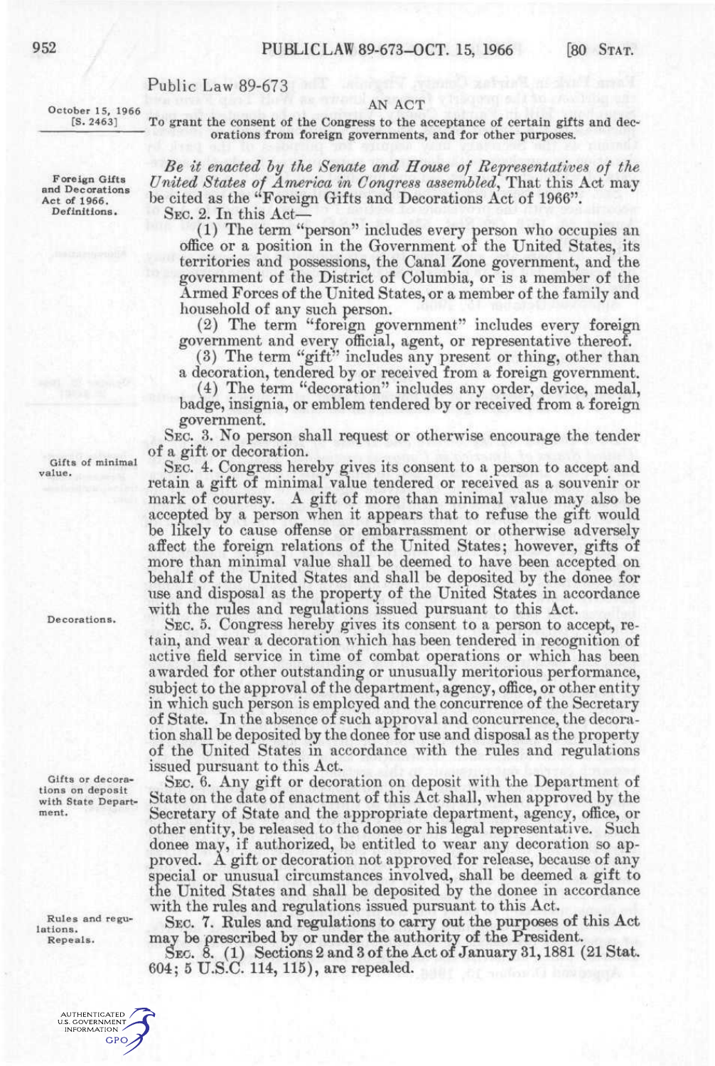# Public Law 89-673

October 15, 1966
[S. 2463]

## AN ACT

To grant the consent of the Congress to the acceptance of certain gifts and decorations from foreign governments, and for other purposes.

Foreign Gifts and Decorations Act of 1966.

*Be it enacted by the Senate and House of Representatives of the United States of America in Congress assembled*, That this Act may be cited as the "Foreign Gifts and Decorations Act of 1966".

Definitions.

SEC. 2. In this Act—

(1) The term "person" includes every person who occupies an office or a position in the Government of the United States, its territories and possessions, the Canal Zone government, and the government of the District of Columbia, or is a member of the Armed Forces of the United States, or a member of the family and household of any such person.

(2) The term "foreign government" includes every foreign government and every official, agent, or representative thereof.

(3) The term "gift" includes any present or thing, other than a decoration, tendered by or received from a foreign government.

(4) The term "decoration" includes any order, device, medal, badge, insignia, or emblem tendered by or received from a foreign government.

SEC. 3. No person shall request or otherwise encourage the tender of a gift or decoration.

Gifts of minimal value.

SEC. 4. Congress hereby gives its consent to a person to accept and retain a gift of minimal value tendered or received as a souvenir or mark of courtesy. A gift of more than minimal value may also be accepted by a person when it appears that to refuse the gift would be likely to cause offense or embarrassment or otherwise adversely affect the foreign relations of the United States; however, gifts of more than minimal value shall be deemed to have been accepted on behalf of the United States and shall be deposited by the donee for use and disposal as the property of the United States in accordance with the rules and regulations issued pursuant to this Act.

Decorations.

SEC. 5. Congress hereby gives its consent to a person to accept, retain, and wear a decoration which has been tendered in recognition of active field service in time of combat operations or which has been awarded for other outstanding or unusually meritorious performance, subject to the approval of the department, agency, office, or other entity in which such person is employed and the concurrence of the Secretary of State. In the absence of such approval and concurrence, the decoration shall be deposited by the donee for use and disposal as the property of the United States in accordance with the rules and regulations issued pursuant to this Act.

Gifts or decorations on deposit with State Department.

SEC. 6. Any gift or decoration on deposit with the Department of State on the date of enactment of this Act shall, when approved by the Secretary of State and the appropriate department, agency, office, or other entity, be released to the donee or his legal representative. Such donee may, if authorized, be entitled to wear any decoration so approved. A gift or decoration not approved for release, because of any special or unusual circumstances involved, shall be deemed a gift to the United States and shall be deposited by the donee in accordance with the rules and regulations issued pursuant to this Act.

Rules and regulations.

SEC. 7. Rules and regulations to carry out the purposes of this Act may be prescribed by or under the authority of the President.

Repeals.

SEC. 8. (1) Sections 2 and 3 of the Act of January 31, 1881 (21 Stat. 604; 5 U.S.C. 114, 115), are repealed.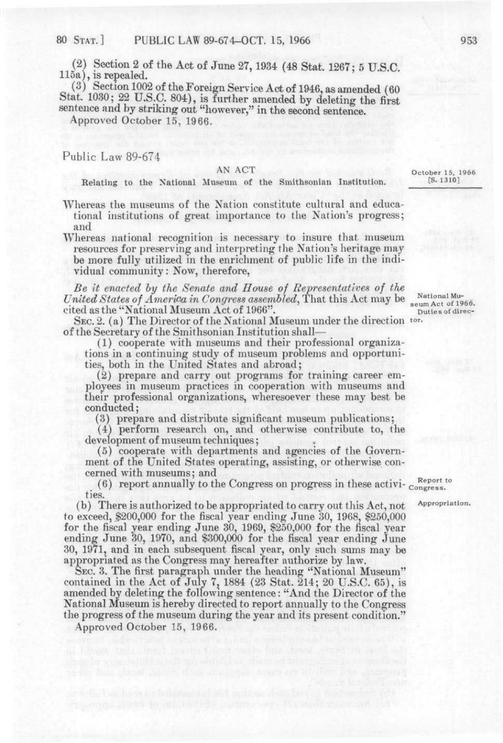(2) Section 2 of the Act of June 27, 1934 (48 Stat. 1267; 5 U.S.C. 115a), is repealed.

(3) Section 1002 of the Foreign Service Act of 1946, as amended (60 Stat. 1030; 22 U.S.C. 804), is further amended by deleting the first sentence and by striking out "however," in the second sentence.

Approved October 15, 1966.

## Public Law 89-674

October 15, 1966 [S. 1310]

AN ACT

Relating to the National Museum of the Smithsonian Institution.

Whereas the museums of the Nation constitute cultural and educational institutions of great importance to the Nation's progress; and

Whereas national recognition is necessary to insure that museum resources for preserving and interpreting the Nation's heritage may be more fully utilized in the enrichment of public life in the individual community: Now, therefore,

*Be it enacted by the Senate and House of Representatives of the United States of America in Congress assembled,* That this Act may be cited as the "National Museum Act of 1966".

National Museum Act of 1966.

Duties of director.

SEC. 2. (a) The Director of the National Museum under the direction of the Secretary of the Smithsonian Institution shall—

(1) cooperate with museums and their professional organizations in a continuing study of museum problems and opportunities, both in the United States and abroad;

(2) prepare and carry out programs for training career employees in museum practices in cooperation with museums and their professional organizations, wheresoever these may best be conducted;

(3) prepare and distribute significant museum publications;

(4) perform research on, and otherwise contribute to, the development of museum techniques;

(5) cooperate with departments and agencies of the Government of the United States operating, assisting, or otherwise concerned with museums; and

(6) report annually to the Congress on progress in these activities.

Report to Congress.

Appropriation.

(b) There is authorized to be appropriated to carry out this Act, not to exceed, $200,000 for the fiscal year ending June 30, 1968, $250,000 for the fiscal year ending June 30, 1969, $250,000 for the fiscal year ending June 30, 1970, and $300,000 for the fiscal year ending June 30, 1971, and in each subsequent fiscal year, only such sums may be appropriated as the Congress may hereafter authorize by law.

SEC. 3. The first paragraph under the heading "National Museum" contained in the Act of July 7, 1884 (23 Stat. 214; 20 U.S.C. 65), is amended by deleting the following sentence: "And the Director of the National Museum is hereby directed to report annually to the Congress the progress of the museum during the year and its present condition."

Approved October 15, 1966.